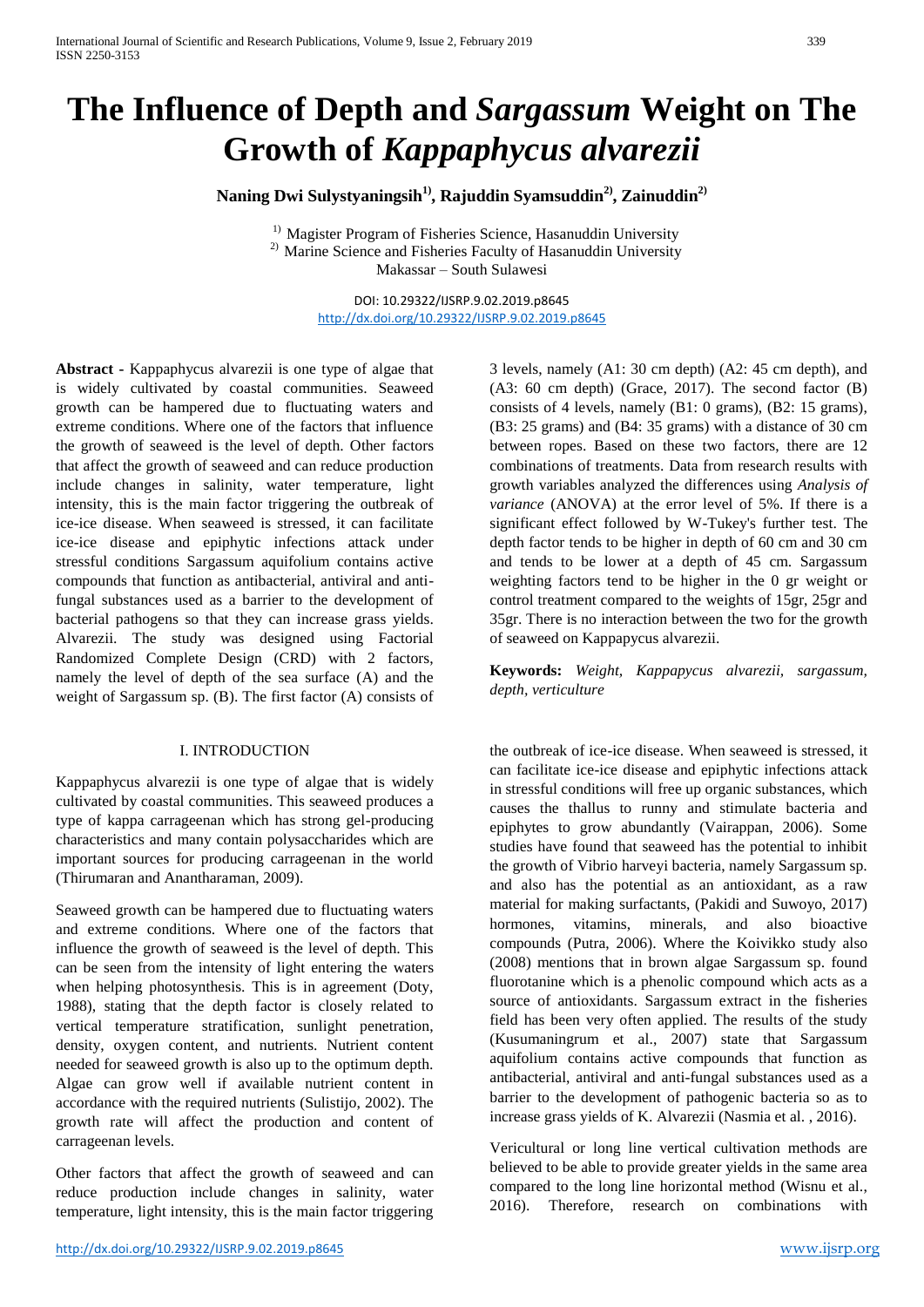# The Influence of Depth and *Sargassum* Weight on The Growth of *Kappaphycus alvarezii*

**Naning Dwi Sulystyaningsih[1], Rajuddin Syamsuddin[2], Zainuddin[2]**

[1] Magister Program of Fisheries Science, Hasanuddin University
[2] Marine Science and Fisheries Faculty of Hasanuddin University
Makassar – South Sulawesi

DOI: 10.29322/IJSRP.9.02.2019.p8645
http://dx.doi.org/10.29322/IJSRP.9.02.2019.p8645

**Abstract -** Kappaphycus alvarezii is one type of algae that is widely cultivated by coastal communities. Seaweed growth can be hampered due to fluctuating waters and extreme conditions. Where one of the factors that influence the growth of seaweed is the level of depth. Other factors that affect the growth of seaweed and can reduce production include changes in salinity, water temperature, light intensity, this is the main factor triggering the outbreak of ice-ice disease. When seaweed is stressed, it can facilitate ice-ice disease and epiphytic infections attack under stressful conditions Sargassum aquifolium contains active compounds that function as antibacterial, antiviral and anti-fungal substances used as a barrier to the development of bacterial pathogens so that they can increase grass yields. Alvarezii. The study was designed using Factorial Randomized Complete Design (CRD) with 2 factors, namely the level of depth of the sea surface (A) and the weight of Sargassum sp. (B). The first factor (A) consists of 3 levels, namely (A1: 30 cm depth) (A2: 45 cm depth), and (A3: 60 cm depth) (Grace, 2017). The second factor (B) consists of 4 levels, namely (B1: 0 grams), (B2: 15 grams), (B3: 25 grams) and (B4: 35 grams) with a distance of 30 cm between ropes. Based on these two factors, there are 12 combinations of treatments. Data from research results with growth variables analyzed the differences using *Analysis of variance* (ANOVA) at the error level of 5%. If there is a significant effect followed by W-Tukey's further test. The depth factor tends to be higher in depth of 60 cm and 30 cm and tends to be lower at a depth of 45 cm. Sargassum weighting factors tend to be higher in the 0 gr weight or control treatment compared to the weights of 15gr, 25gr and 35gr. There is no interaction between the two for the growth of seaweed on Kappapycus alvarezii.

**Keywords:** *Weight, Kappapycus alvarezii, sargassum, depth, verticulture*

## I. INTRODUCTION

Kappaphycus alvarezii is one type of algae that is widely cultivated by coastal communities. This seaweed produces a type of kappa carrageenan which has strong gel-producing characteristics and many contain polysaccharides which are important sources for producing carrageenan in the world (Thirumaran and Anantharaman, 2009).

Seaweed growth can be hampered due to fluctuating waters and extreme conditions. Where one of the factors that influence the growth of seaweed is the level of depth. This can be seen from the intensity of light entering the waters when helping photosynthesis. This is in agreement (Doty, 1988), stating that the depth factor is closely related to vertical temperature stratification, sunlight penetration, density, oxygen content, and nutrients. Nutrient content needed for seaweed growth is also up to the optimum depth. Algae can grow well if available nutrient content in accordance with the required nutrients (Sulistijo, 2002). The growth rate will affect the production and content of carrageenan levels.

Other factors that affect the growth of seaweed and can reduce production include changes in salinity, water temperature, light intensity, this is the main factor triggering the outbreak of ice-ice disease. When seaweed is stressed, it can facilitate ice-ice disease and epiphytic infections attack in stressful conditions will free up organic substances, which causes the thallus to runny and stimulate bacteria and epiphytes to grow abundantly (Vairappan, 2006). Some studies have found that seaweed has the potential to inhibit the growth of Vibrio harveyi bacteria, namely Sargassum sp. and also has the potential as an antioxidant, as a raw material for making surfactants, (Pakidi and Suwoyo, 2017) hormones, vitamins, minerals, and also bioactive compounds (Putra, 2006). Where the Koivikko study also (2008) mentions that in brown algae Sargassum sp. found fluorotanine which is a phenolic compound which acts as a source of antioxidants. Sargassum extract in the fisheries field has been very often applied. The results of the study (Kusumaningrum et al., 2007) state that Sargassum aquifolium contains active compounds that function as antibacterial, antiviral and anti-fungal substances used as a barrier to the development of pathogenic bacteria so as to increase grass yields of K. Alvarezii (Nasmia et al. , 2016).

Vericultural or long line vertical cultivation methods are believed to be able to provide greater yields in the same area compared to the long line horizontal method (Wisnu et al., 2016). Therefore, research on combinations with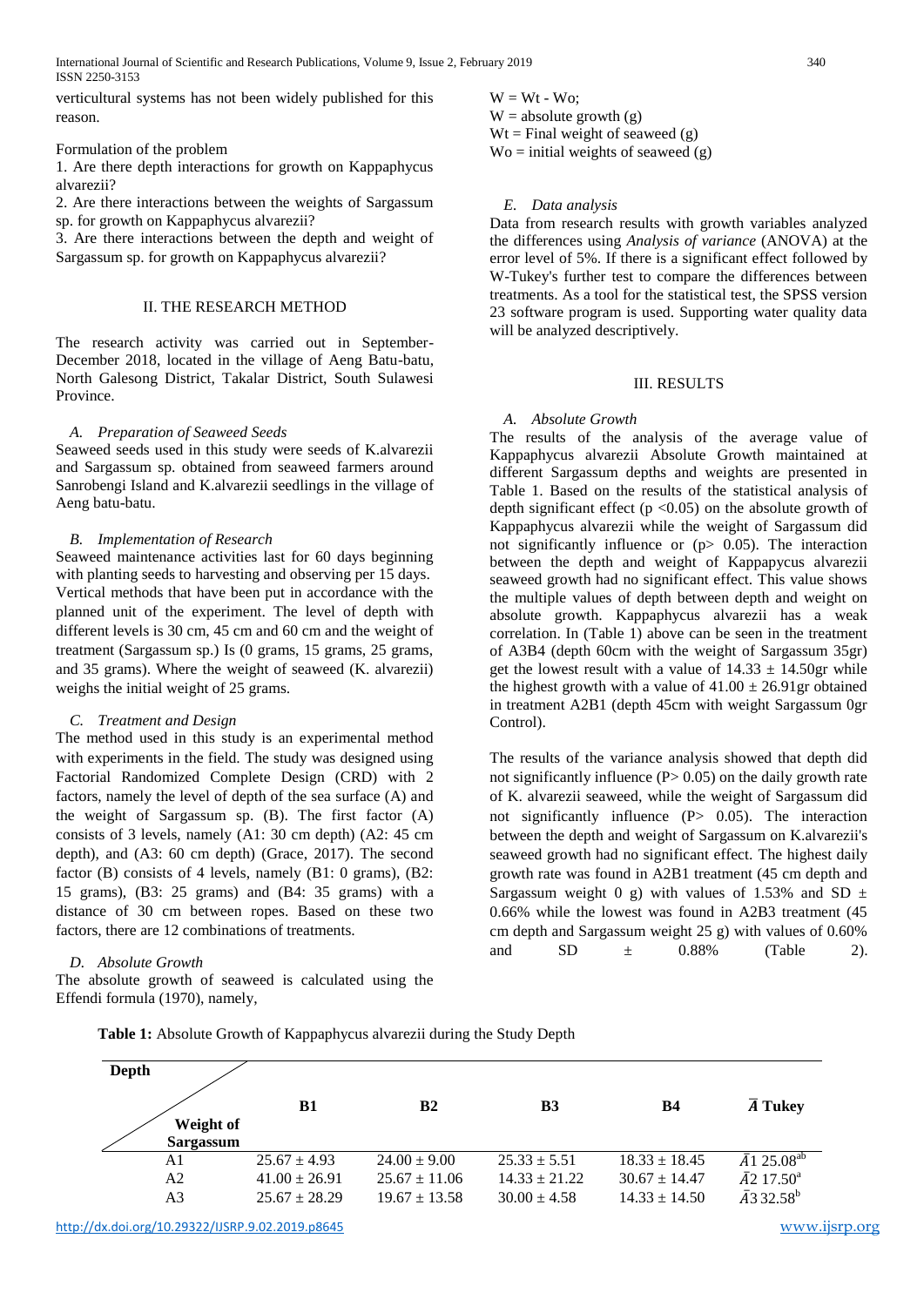verticultural systems has not been widely published for this reason.

Formulation of the problem

1. Are there depth interactions for growth on Kappaphycus alvarezii?
2. Are there interactions between the weights of Sargassum sp. for growth on Kappaphycus alvarezii?
3. Are there interactions between the depth and weight of Sargassum sp. for growth on Kappaphycus alvarezii?

## II. THE RESEARCH METHOD

The research activity was carried out in September-December 2018, located in the village of Aeng Batu-batu, North Galesong District, Takalar District, South Sulawesi Province.

### *A. Preparation of Seaweed Seeds*

Seaweed seeds used in this study were seeds of K.alvarezii and Sargassum sp. obtained from seaweed farmers around Sanrobengi Island and K.alvarezii seedlings in the village of Aeng batu-batu.

### *B. Implementation of Research*

Seaweed maintenance activities last for 60 days beginning with planting seeds to harvesting and observing per 15 days. Vertical methods that have been put in accordance with the planned unit of the experiment. The level of depth with different levels is 30 cm, 45 cm and 60 cm and the weight of treatment (Sargassum sp.) Is (0 grams, 15 grams, 25 grams, and 35 grams). Where the weight of seaweed (K. alvarezii) weighs the initial weight of 25 grams.

### *C. Treatment and Design*

The method used in this study is an experimental method with experiments in the field. The study was designed using Factorial Randomized Complete Design (CRD) with 2 factors, namely the level of depth of the sea surface (A) and the weight of Sargassum sp. (B). The first factor (A) consists of 3 levels, namely (A1: 30 cm depth) (A2: 45 cm depth), and (A3: 60 cm depth) (Grace, 2017). The second factor (B) consists of 4 levels, namely (B1: 0 grams), (B2: 15 grams), (B3: 25 grams) and (B4: 35 grams) with a distance of 30 cm between ropes. Based on these two factors, there are 12 combinations of treatments.

### *D. Absolute Growth*

The absolute growth of seaweed is calculated using the Effendi formula (1970), namely,

$W = Wt - Wo$;
$W$ = absolute growth (g)
$Wt$ = Final weight of seaweed (g)
$Wo$ = initial weights of seaweed (g)

### *E. Data analysis*

Data from research results with growth variables analyzed the differences using *Analysis of variance* (ANOVA) at the error level of 5%. If there is a significant effect followed by W-Tukey's further test to compare the differences between treatments. As a tool for the statistical test, the SPSS version 23 software program is used. Supporting water quality data will be analyzed descriptively.

## III. RESULTS

### *A. Absolute Growth*

The results of the analysis of the average value of Kappaphycus alvarezii Absolute Growth maintained at different Sargassum depths and weights are presented in Table 1. Based on the results of the statistical analysis of depth significant effect ($p < 0.05$) on the absolute growth of Kappaphycus alvarezii while the weight of Sargassum did not significantly influence or ($p > 0.05$). The interaction between the depth and weight of Kappapycus alvarezii seaweed growth had no significant effect. This value shows the multiple values of depth between depth and weight on absolute growth. Kappaphycus alvarezii has a weak correlation. In (Table 1) above can be seen in the treatment of A3B4 (depth 60cm with the weight of Sargassum 35gr) get the lowest result with a value of $14.33 \pm 14.50$gr while the highest growth with a value of $41.00 \pm 26.91$gr obtained in treatment A2B1 (depth 45cm with weight Sargassum 0gr Control).

The results of the variance analysis showed that depth did not significantly influence ($P > 0.05$) on the daily growth rate of K. alvarezii seaweed, while the weight of Sargassum did not significantly influence ($P > 0.05$). The interaction between the depth and weight of Sargassum on K.alvarezii's seaweed growth had no significant effect. The highest daily growth rate was found in A2B1 treatment (45 cm depth and Sargassum weight 0 g) with values of 1.53% and SD $\pm$ 0.66% while the lowest was found in A2B3 treatment (45 cm depth and Sargassum weight 25 g) with values of 0.60% and SD $\pm$ 0.88% (Table 2).

**Table 1:** Absolute Growth of Kappaphycus alvarezii during the Study Depth

| Depth / Weight of Sargassum | B1 | B2 | B3 | B4 | $\bar{A}$ Tukey |
|---|---|---|---|---|---|
| A1 | 25.67 ± 4.93 | 24.00 ± 9.00 | 25.33 ± 5.51 | 18.33 ± 18.45 | $\bar{A}1$ $25.08^{ab}$ |
| A2 | 41.00 ± 26.91 | 25.67 ± 11.06 | 14.33 ± 21.22 | 30.67 ± 14.47 | $\bar{A}2$ $17.50^{a}$ |
| A3 | 25.67 ± 28.29 | 19.67 ± 13.58 | 30.00 ± 4.58 | 14.33 ± 14.50 | $\bar{A}3$ $32.58^{b}$ |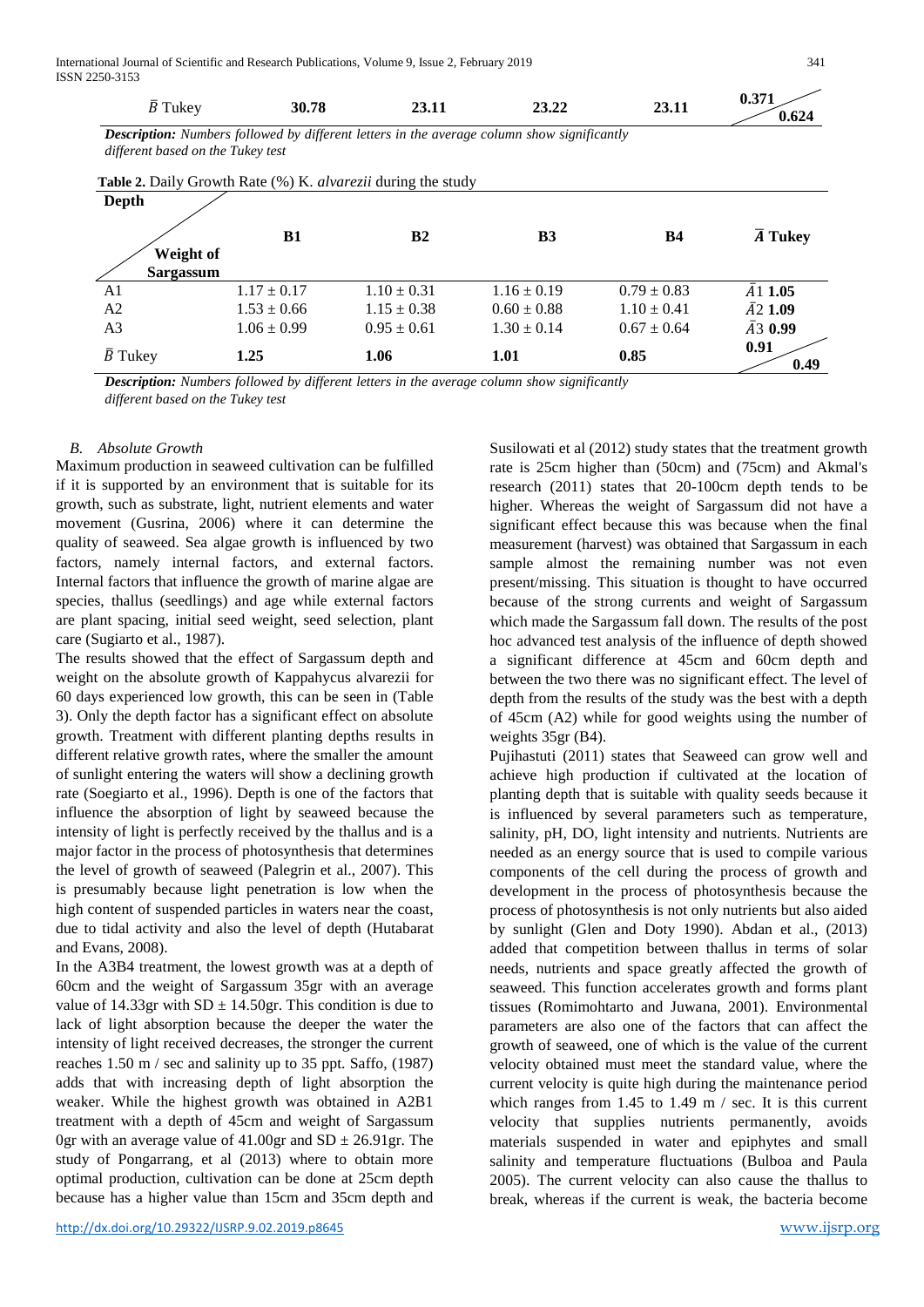| $\bar{B}$ Tukey | 30.78 | 23.11 | 23.22 | 23.11 | 0.371 / 0.624 |
|---|---|---|---|---|---|

***Description:*** *Numbers followed by different letters in the average column show significantly different based on the Tukey test*

**Table 2.** Daily Growth Rate (%) K. *alvarezii* during the study

| Depth / Weight of Sargassum | B1 | B2 | B3 | B4 | $\bar{A}$ Tukey |
|---|---|---|---|---|---|
| A1 | 1.17 ± 0.17 | 1.10 ± 0.31 | 1.16 ± 0.19 | 0.79 ± 0.83 | $\bar{A}1$ **1.05** |
| A2 | 1.53 ± 0.66 | 1.15 ± 0.38 | 0.60 ± 0.88 | 1.10 ± 0.41 | $\bar{A}2$ **1.09** |
| A3 | 1.06 ± 0.99 | 0.95 ± 0.61 | 1.30 ± 0.14 | 0.67 ± 0.64 | $\bar{A}3$ **0.99** |
| $\bar{B}$ Tukey | **1.25** | **1.06** | **1.01** | **0.85** | **0.91** / **0.49** |

***Description:*** *Numbers followed by different letters in the average column show significantly different based on the Tukey test*

### *B. Absolute Growth*

Maximum production in seaweed cultivation can be fulfilled if it is supported by an environment that is suitable for its growth, such as substrate, light, nutrient elements and water movement (Gusrina, 2006) where it can determine the quality of seaweed. Sea algae growth is influenced by two factors, namely internal factors, and external factors. Internal factors that influence the growth of marine algae are species, thallus (seedlings) and age while external factors are plant spacing, initial seed weight, seed selection, plant care (Sugiarto et al., 1987).

The results showed that the effect of Sargassum depth and weight on the absolute growth of Kappahycus alvarezii for 60 days experienced low growth, this can be seen in (Table 3). Only the depth factor has a significant effect on absolute growth. Treatment with different planting depths results in different relative growth rates, where the smaller the amount of sunlight entering the waters will show a declining growth rate (Soegiarto et al., 1996). Depth is one of the factors that influence the absorption of light by seaweed because the intensity of light is perfectly received by the thallus and is a major factor in the process of photosynthesis that determines the level of growth of seaweed (Palegrin et al., 2007). This is presumably because light penetration is low when the high content of suspended particles in waters near the coast, due to tidal activity and also the level of depth (Hutabarat and Evans, 2008).

In the A3B4 treatment, the lowest growth was at a depth of 60cm and the weight of Sargassum 35gr with an average value of 14.33gr with SD ± 14.50gr. This condition is due to lack of light absorption because the deeper the water the intensity of light received decreases, the stronger the current reaches 1.50 m / sec and salinity up to 35 ppt. Saffo, (1987) adds that with increasing depth of light absorption the weaker. While the highest growth was obtained in A2B1 treatment with a depth of 45cm and weight of Sargassum 0gr with an average value of 41.00gr and SD ± 26.91gr. The study of Pongarrang, et al (2013) where to obtain more optimal production, cultivation can be done at 25cm depth because has a higher value than 15cm and 35cm depth and Susilowati et al (2012) study states that the treatment growth rate is 25cm higher than (50cm) and (75cm) and Akmal's research (2011) states that 20-100cm depth tends to be higher. Whereas the weight of Sargassum did not have a significant effect because this was because when the final measurement (harvest) was obtained that Sargassum in each sample almost the remaining number was not even present/missing. This situation is thought to have occurred because of the strong currents and weight of Sargassum which made the Sargassum fall down. The results of the post hoc advanced test analysis of the influence of depth showed a significant difference at 45cm and 60cm depth and between the two there was no significant effect. The level of depth from the results of the study was the best with a depth of 45cm (A2) while for good weights using the number of weights 35gr (B4).

Pujihastuti (2011) states that Seaweed can grow well and achieve high production if cultivated at the location of planting depth that is suitable with quality seeds because it is influenced by several parameters such as temperature, salinity, pH, DO, light intensity and nutrients. Nutrients are needed as an energy source that is used to compile various components of the cell during the process of growth and development in the process of photosynthesis because the process of photosynthesis is not only nutrients but also aided by sunlight (Glen and Doty 1990). Abdan et al., (2013) added that competition between thallus in terms of solar needs, nutrients and space greatly affected the growth of seaweed. This function accelerates growth and forms plant tissues (Romimohtarto and Juwana, 2001). Environmental parameters are also one of the factors that can affect the growth of seaweed, one of which is the value of the current velocity obtained must meet the standard value, where the current velocity is quite high during the maintenance period which ranges from 1.45 to 1.49 m / sec. It is this current velocity that supplies nutrients permanently, avoids materials suspended in water and epiphytes and small salinity and temperature fluctuations (Bulboa and Paula 2005). The current velocity can also cause the thallus to break, whereas if the current is weak, the bacteria become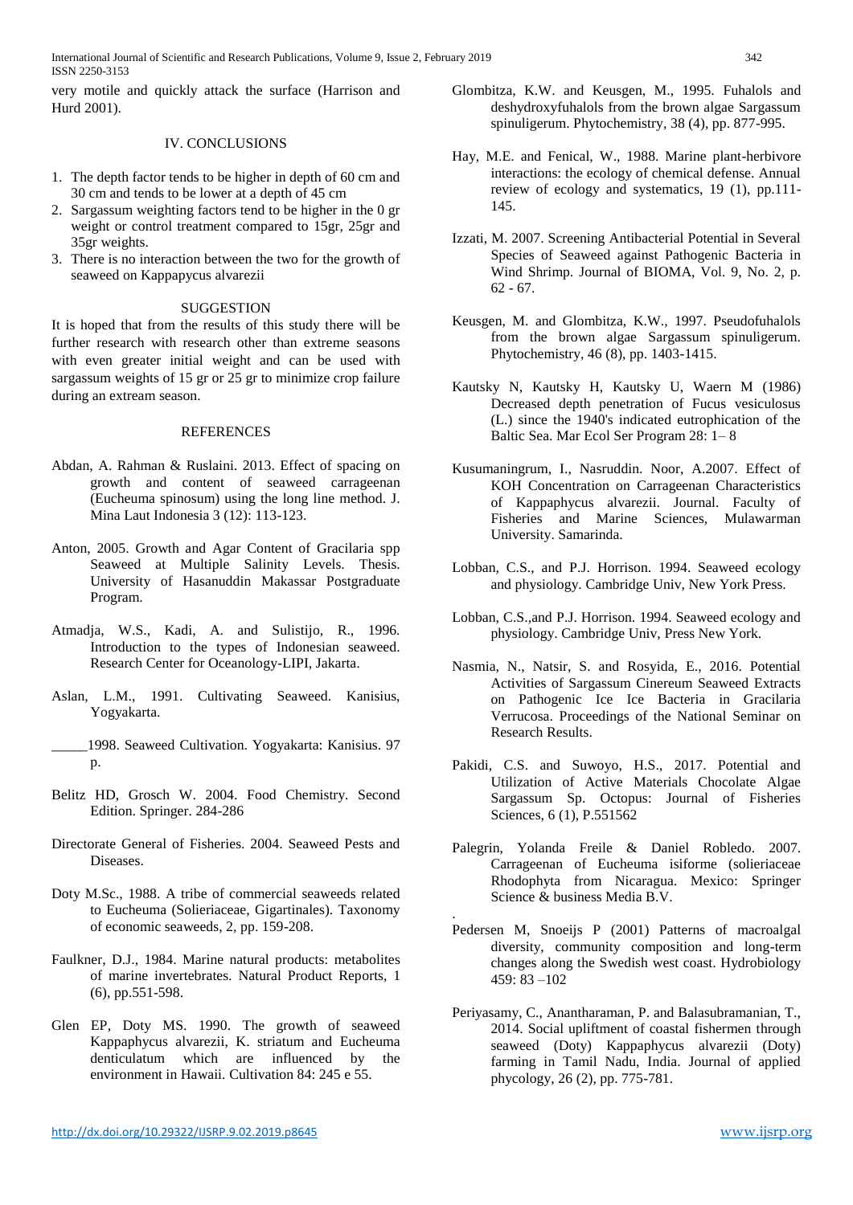very motile and quickly attack the surface (Harrison and Hurd 2001).

## IV. CONCLUSIONS

1. The depth factor tends to be higher in depth of 60 cm and 30 cm and tends to be lower at a depth of 45 cm
2. Sargassum weighting factors tend to be higher in the 0 gr weight or control treatment compared to 15gr, 25gr and 35gr weights.
3. There is no interaction between the two for the growth of seaweed on Kappapycus alvarezii

## SUGGESTION

It is hoped that from the results of this study there will be further research with research other than extreme seasons with even greater initial weight and can be used with sargassum weights of 15 gr or 25 gr to minimize crop failure during an extream season.

## REFERENCES

Abdan, A. Rahman & Ruslaini. 2013. Effect of spacing on growth and content of seaweed carrageenan (Eucheuma spinosum) using the long line method. J. Mina Laut Indonesia 3 (12): 113-123.

Anton, 2005. Growth and Agar Content of Gracilaria spp Seaweed at Multiple Salinity Levels. Thesis. University of Hasanuddin Makassar Postgraduate Program.

Atmadja, W.S., Kadi, A. and Sulistijo, R., 1996. Introduction to the types of Indonesian seaweed. Research Center for Oceanology-LIPI, Jakarta.

Aslan, L.M., 1991. Cultivating Seaweed. Kanisius, Yogyakarta.

_____1998. Seaweed Cultivation. Yogyakarta: Kanisius. 97 p.

Belitz HD, Grosch W. 2004. Food Chemistry. Second Edition. Springer. 284-286

Directorate General of Fisheries. 2004. Seaweed Pests and Diseases.

Doty M.Sc., 1988. A tribe of commercial seaweeds related to Eucheuma (Solieriaceae, Gigartinales). Taxonomy of economic seaweeds, 2, pp. 159-208.

Faulkner, D.J., 1984. Marine natural products: metabolites of marine invertebrates. Natural Product Reports, 1 (6), pp.551-598.

Glen EP, Doty MS. 1990. The growth of seaweed Kappaphycus alvarezii, K. striatum and Eucheuma denticulatum which are influenced by the environment in Hawaii. Cultivation 84: 245 e 55.

Glombitza, K.W. and Keusgen, M., 1995. Fuhalols and deshydroxyfuhalols from the brown algae Sargassum spinuligerum. Phytochemistry, 38 (4), pp. 877-995.

Hay, M.E. and Fenical, W., 1988. Marine plant-herbivore interactions: the ecology of chemical defense. Annual review of ecology and systematics, 19 (1), pp.111-145.

Izzati, M. 2007. Screening Antibacterial Potential in Several Species of Seaweed against Pathogenic Bacteria in Wind Shrimp. Journal of BIOMA, Vol. 9, No. 2, p. 62 - 67.

Keusgen, M. and Glombitza, K.W., 1997. Pseudofuhalols from the brown algae Sargassum spinuligerum. Phytochemistry, 46 (8), pp. 1403-1415.

Kautsky N, Kautsky H, Kautsky U, Waern M (1986) Decreased depth penetration of Fucus vesiculosus (L.) since the 1940's indicated eutrophication of the Baltic Sea. Mar Ecol Ser Program 28: 1– 8

Kusumaningrum, I., Nasruddin. Noor, A.2007. Effect of KOH Concentration on Carrageenan Characteristics of Kappaphycus alvarezii. Journal. Faculty of Fisheries and Marine Sciences, Mulawarman University. Samarinda.

Lobban, C.S., and P.J. Horrison. 1994. Seaweed ecology and physiology. Cambridge Univ, New York Press.

Lobban, C.S.,and P.J. Horrison. 1994. Seaweed ecology and physiology. Cambridge Univ, Press New York.

Nasmia, N., Natsir, S. and Rosyida, E., 2016. Potential Activities of Sargassum Cinereum Seaweed Extracts on Pathogenic Ice Ice Bacteria in Gracilaria Verrucosa. Proceedings of the National Seminar on Research Results.

Pakidi, C.S. and Suwoyo, H.S., 2017. Potential and Utilization of Active Materials Chocolate Algae Sargassum Sp. Octopus: Journal of Fisheries Sciences, 6 (1), P.551562

Palegrin, Yolanda Freile & Daniel Robledo. 2007. Carrageenan of Eucheuma isiforme (solieriaceae Rhodophyta from Nicaragua. Mexico: Springer Science & business Media B.V.

Pedersen M, Snoeijs P (2001) Patterns of macroalgal diversity, community composition and long-term changes along the Swedish west coast. Hydrobiology 459: 83 –102

Periyasamy, C., Anantharaman, P. and Balasubramanian, T., 2014. Social upliftment of coastal fishermen through seaweed (Doty) Kappaphycus alvarezii (Doty) farming in Tamil Nadu, India. Journal of applied phycology, 26 (2), pp. 775-781.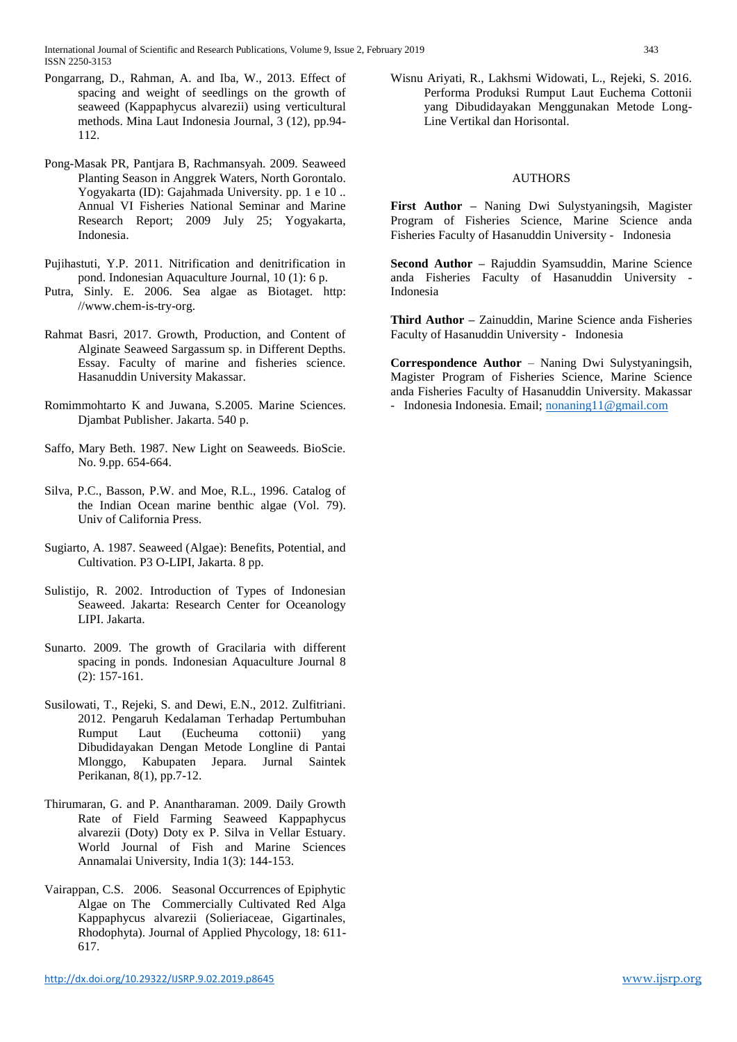Pongarrang, D., Rahman, A. and Iba, W., 2013. Effect of spacing and weight of seedlings on the growth of seaweed (Kappaphycus alvarezii) using verticultural methods. Mina Laut Indonesia Journal, 3 (12), pp.94-112.

Pong-Masak PR, Pantjara B, Rachmansyah. 2009. Seaweed Planting Season in Anggrek Waters, North Gorontalo. Yogyakarta (ID): Gajahmada University. pp. 1 e 10 .. Annual VI Fisheries National Seminar and Marine Research Report; 2009 July 25; Yogyakarta, Indonesia.

Pujihastuti, Y.P. 2011. Nitrification and denitrification in pond. Indonesian Aquaculture Journal, 10 (1): 6 p.

Putra, Sinly. E. 2006. Sea algae as Biotaget. http: //www.chem-is-try-org.

Rahmat Basri, 2017. Growth, Production, and Content of Alginate Seaweed Sargassum sp. in Different Depths. Essay. Faculty of marine and fisheries science. Hasanuddin University Makassar.

Romimmohtarto K and Juwana, S.2005. Marine Sciences. Djambat Publisher. Jakarta. 540 p.

Saffo, Mary Beth. 1987. New Light on Seaweeds. BioScie. No. 9.pp. 654-664.

Silva, P.C., Basson, P.W. and Moe, R.L., 1996. Catalog of the Indian Ocean marine benthic algae (Vol. 79). Univ of California Press.

Sugiarto, A. 1987. Seaweed (Algae): Benefits, Potential, and Cultivation. P3 O-LIPI, Jakarta. 8 pp.

Sulistijo, R. 2002. Introduction of Types of Indonesian Seaweed. Jakarta: Research Center for Oceanology LIPI. Jakarta.

Sunarto. 2009. The growth of Gracilaria with different spacing in ponds. Indonesian Aquaculture Journal 8 (2): 157-161.

Susilowati, T., Rejeki, S. and Dewi, E.N., 2012. Zulfitriani. 2012. Pengaruh Kedalaman Terhadap Pertumbuhan Rumput Laut (Eucheuma cottonii) yang Dibudidayakan Dengan Metode Longline di Pantai Mlonggo, Kabupaten Jepara. Jurnal Saintek Perikanan, 8(1), pp.7-12.

Thirumaran, G. and P. Anantharaman. 2009. Daily Growth Rate of Field Farming Seaweed Kappaphycus alvarezii (Doty) Doty ex P. Silva in Vellar Estuary. World Journal of Fish and Marine Sciences Annamalai University, India 1(3): 144-153.

Vairappan, C.S. 2006. Seasonal Occurrences of Epiphytic Algae on The Commercially Cultivated Red Alga Kappaphycus alvarezii (Solieriaceae, Gigartinales, Rhodophyta). Journal of Applied Phycology, 18: 611-617.

Wisnu Ariyati, R., Lakhsmi Widowati, L., Rejeki, S. 2016. Performa Produksi Rumput Laut Euchema Cottonii yang Dibudidayakan Menggunakan Metode Long-Line Vertikal dan Horisontal.

## AUTHORS

**First Author** – Naning Dwi Sulystyaningsih, Magister Program of Fisheries Science, Marine Science anda Fisheries Faculty of Hasanuddin University - Indonesia

**Second Author** – Rajuddin Syamsuddin, Marine Science anda Fisheries Faculty of Hasanuddin University - Indonesia

**Third Author** – Zainuddin, Marine Science anda Fisheries Faculty of Hasanuddin University - Indonesia

**Correspondence Author** – Naning Dwi Sulystyaningsih, Magister Program of Fisheries Science, Marine Science anda Fisheries Faculty of Hasanuddin University. Makassar - Indonesia Indonesia. Email; nonaning11@gmail.com